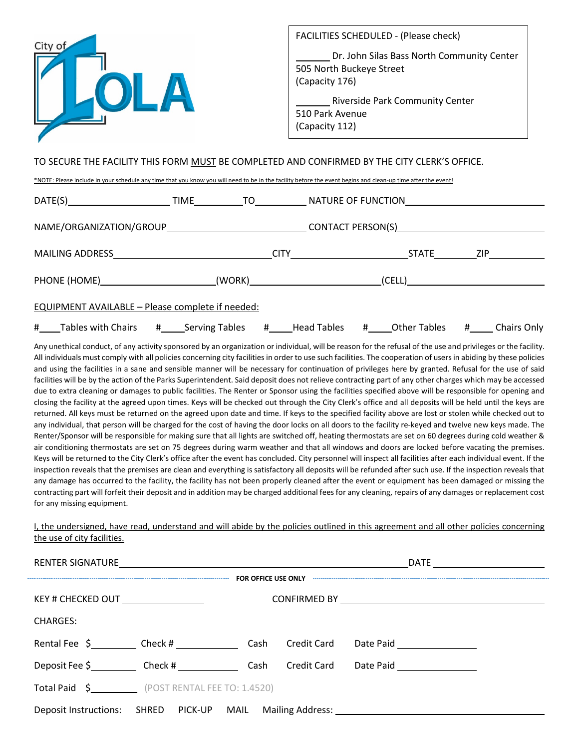City of IOLA

FACILITIES SCHEDULED - (Please check)

_______ Dr. John Silas Bass North Community Center
505 North Buckeye Street
(Capacity 176)

_______ Riverside Park Community Center
510 Park Avenue
(Capacity 112)

TO SECURE THE FACILITY THIS FORM MUST BE COMPLETED AND CONFIRMED BY THE CITY CLERK'S OFFICE.

*NOTE: Please include in your schedule any time that you know you will need to be in the facility before the event begins and clean-up time after the event!

DATE(S)____________________ TIME__________TO__________ NATURE OF FUNCTION____________________________

NAME/ORGANIZATION/GROUP__________________________ CONTACT PERSON(S)____________________________

MAILING ADDRESS______________________________CITY______________________STATE________ZIP__________

PHONE (HOME)______________________(WORK)________________________(CELL)__________________________

EQUIPMENT AVAILABLE – Please complete if needed:

#____Tables with Chairs #_____Serving Tables #_____Head Tables #_____Other Tables #_____ Chairs Only

Any unethical conduct, of any activity sponsored by an organization or individual, will be reason for the refusal of the use and privileges or the facility. All individuals must comply with all policies concerning city facilities in order to use such facilities. The cooperation of users in abiding by these policies and using the facilities in a sane and sensible manner will be necessary for continuation of privileges here by granted. Refusal for the use of said facilities will be by the action of the Parks Superintendent. Said deposit does not relieve contracting part of any other charges which may be accessed due to extra cleaning or damages to public facilities. The Renter or Sponsor using the facilities specified above will be responsible for opening and closing the facility at the agreed upon times. Keys will be checked out through the City Clerk's office and all deposits will be held until the keys are returned. All keys must be returned on the agreed upon date and time. If keys to the specified facility above are lost or stolen while checked out to any individual, that person will be charged for the cost of having the door locks on all doors to the facility re-keyed and twelve new keys made. The Renter/Sponsor will be responsible for making sure that all lights are switched off, heating thermostats are set on 60 degrees during cold weather & air conditioning thermostats are set on 75 degrees during warm weather and that all windows and doors are locked before vacating the premises. Keys will be returned to the City Clerk's office after the event has concluded. City personnel will inspect all facilities after each individual event. If the inspection reveals that the premises are clean and everything is satisfactory all deposits will be refunded after such use. If the inspection reveals that any damage has occurred to the facility, the facility has not been properly cleaned after the event or equipment has been damaged or missing the contracting part will forfeit their deposit and in addition may be charged additional fees for any cleaning, repairs of any damages or replacement cost for any missing equipment.

I, the undersigned, have read, understand and will abide by the policies outlined in this agreement and all other policies concerning the use of city facilities.

RENTER SIGNATURE______________________________________________ DATE ____________________

**FOR OFFICE USE ONLY**

KEY # CHECKED OUT ______________ CONFIRMED BY ________________________________

CHARGES:

Rental Fee $________ Check # ___________ Cash Credit Card Date Paid ______________

Deposit Fee $________ Check # ___________ Cash Credit Card Date Paid ______________

Total Paid $________ (POST RENTAL FEE TO: 1.4520)

Deposit Instructions: SHRED PICK-UP MAIL Mailing Address: ______________________________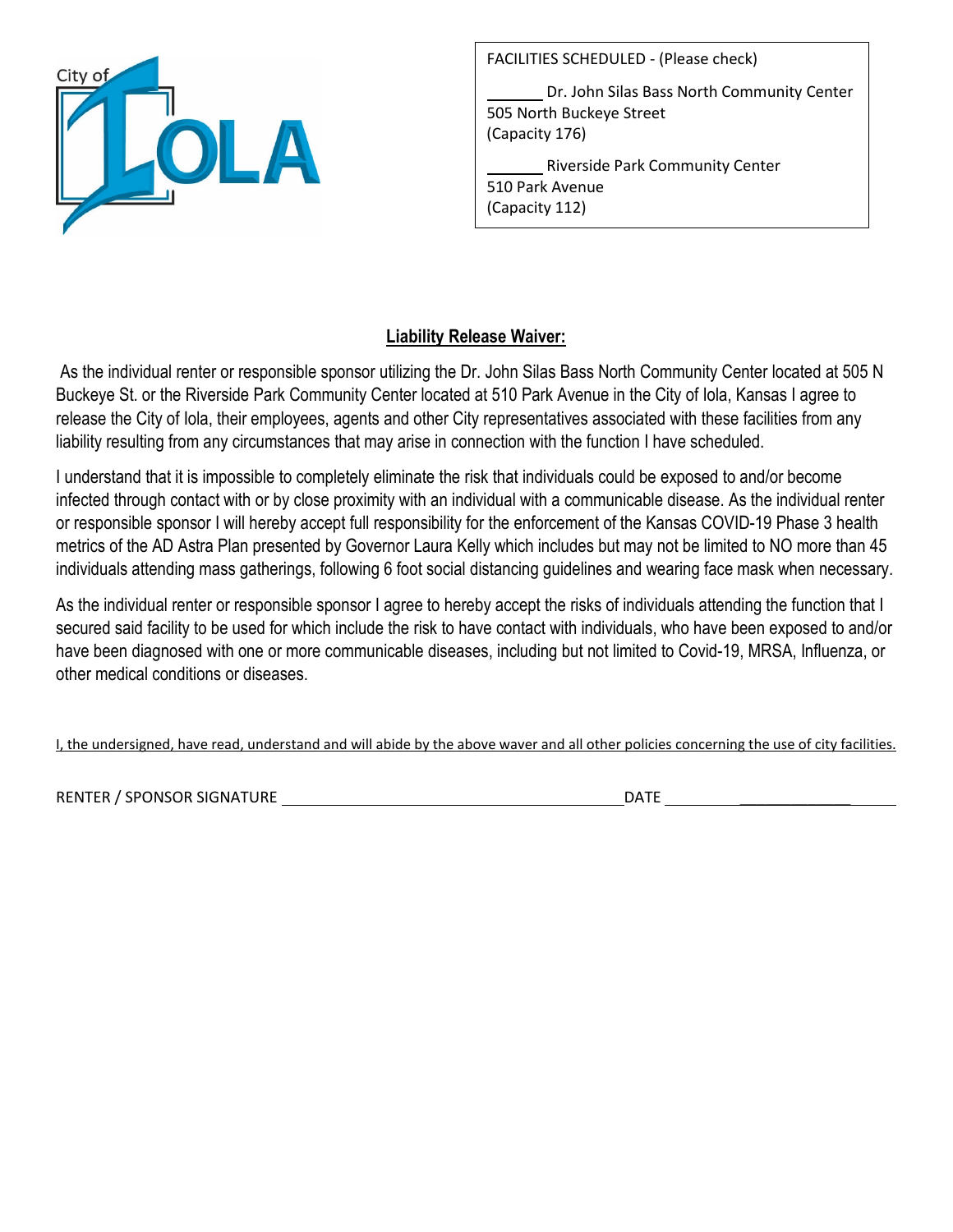City of IOLA

FACILITIES SCHEDULED - (Please check)

_______ Dr. John Silas Bass North Community Center
505 North Buckeye Street
(Capacity 176)

_______ Riverside Park Community Center
510 Park Avenue
(Capacity 112)

## **Liability Release Waiver:**

As the individual renter or responsible sponsor utilizing the Dr. John Silas Bass North Community Center located at 505 N Buckeye St. or the Riverside Park Community Center located at 510 Park Avenue in the City of Iola, Kansas I agree to release the City of Iola, their employees, agents and other City representatives associated with these facilities from any liability resulting from any circumstances that may arise in connection with the function I have scheduled.

I understand that it is impossible to completely eliminate the risk that individuals could be exposed to and/or become infected through contact with or by close proximity with an individual with a communicable disease. As the individual renter or responsible sponsor I will hereby accept full responsibility for the enforcement of the Kansas COVID-19 Phase 3 health metrics of the AD Astra Plan presented by Governor Laura Kelly which includes but may not be limited to NO more than 45 individuals attending mass gatherings, following 6 foot social distancing guidelines and wearing face mask when necessary.

As the individual renter or responsible sponsor I agree to hereby accept the risks of individuals attending the function that I secured said facility to be used for which include the risk to have contact with individuals, who have been exposed to and/or have been diagnosed with one or more communicable diseases, including but not limited to Covid-19, MRSA, Influenza, or other medical conditions or diseases.

I, the undersigned, have read, understand and will abide by the above waver and all other policies concerning the use of city facilities.

RENTER / SPONSOR SIGNATURE ________________________________________ DATE ______________________